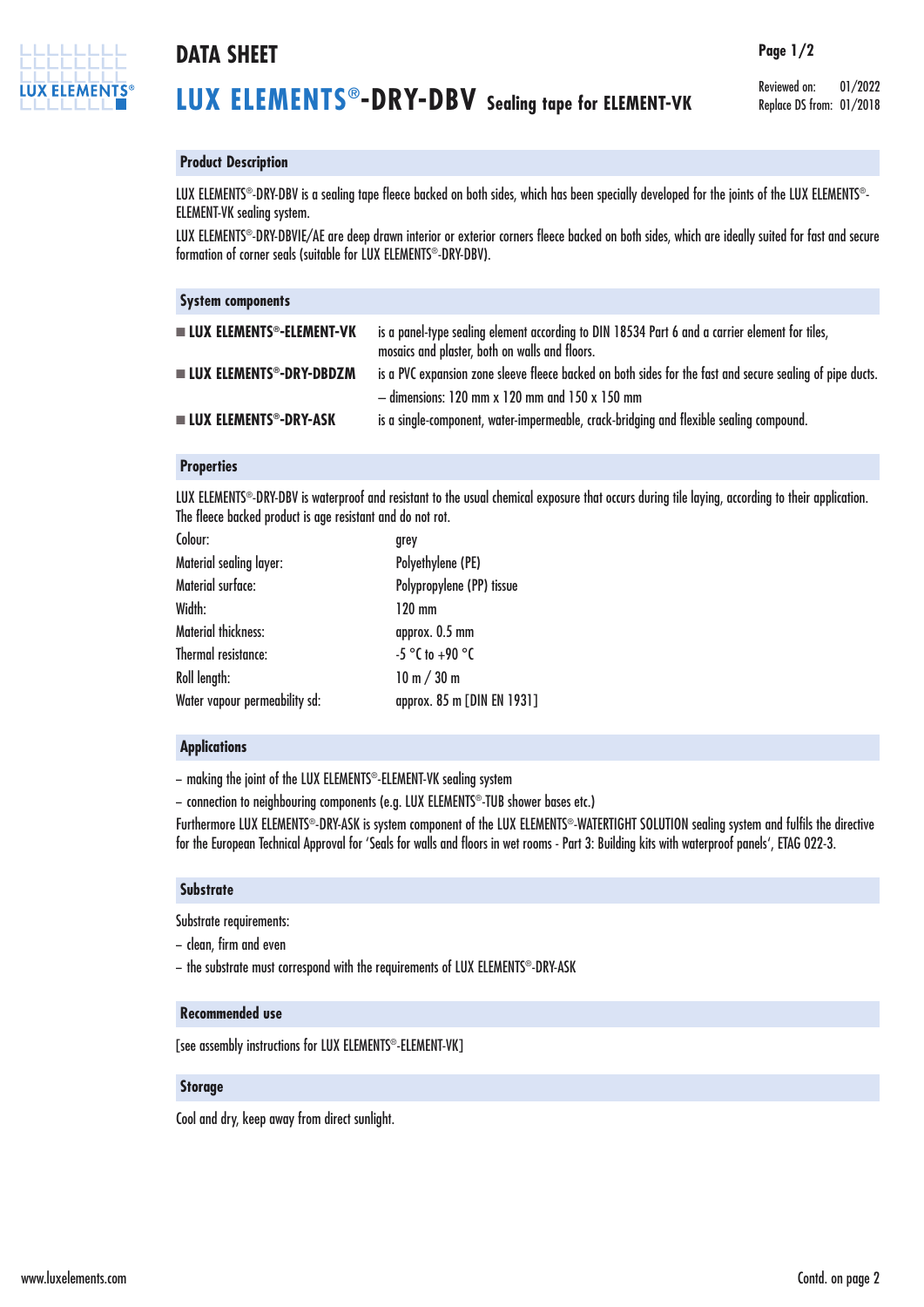# DATA SHEET

## LUX ELEMENTS®-DRY-DBV Sealing tape for ELEMENT-VK

Reviewed on: 01/2022
Replace DS from: 01/2018

### Product Description

LUX ELEMENTS®-DRY-DBV is a sealing tape fleece backed on both sides, which has been specially developed for the joints of the LUX ELEMENTS®-ELEMENT-VK sealing system.

LUX ELEMENTS®-DRY-DBVIE/AE are deep drawn interior or exterior corners fleece backed on both sides, which are ideally suited for fast and secure formation of corner seals (suitable for LUX ELEMENTS®-DRY-DBV).

### System components

- **LUX ELEMENTS®-ELEMENT-VK** is a panel-type sealing element according to DIN 18534 Part 6 and a carrier element for tiles, mosaics and plaster, both on walls and floors.
- **LUX ELEMENTS®-DRY-DBDZM** is a PVC expansion zone sleeve fleece backed on both sides for the fast and secure sealing of pipe ducts.
  – dimensions: 120 mm x 120 mm and 150 x 150 mm
- **LUX ELEMENTS®-DRY-ASK** is a single-component, water-impermeable, crack-bridging and flexible sealing compound.

### Properties

LUX ELEMENTS®-DRY-DBV is waterproof and resistant to the usual chemical exposure that occurs during tile laying, according to their application. The fleece backed product is age resistant and do not rot.

| | |
|---|---|
| Colour: | grey |
| Material sealing layer: | Polyethylene (PE) |
| Material surface: | Polypropylene (PP) tissue |
| Width: | 120 mm |
| Material thickness: | approx. 0.5 mm |
| Thermal resistance: | -5 °C to +90 °C |
| Roll length: | 10 m / 30 m |
| Water vapour permeability sd: | approx. 85 m [DIN EN 1931] |

### Applications

– making the joint of the LUX ELEMENTS®-ELEMENT-VK sealing system

– connection to neighbouring components (e.g. LUX ELEMENTS®-TUB shower bases etc.)

Furthermore LUX ELEMENTS®-DRY-ASK is system component of the LUX ELEMENTS®-WATERTIGHT SOLUTION sealing system and fulfils the directive for the European Technical Approval for 'Seals for walls and floors in wet rooms - Part 3: Building kits with waterproof panels', ETAG 022-3.

### Substrate

Substrate requirements:

– clean, firm and even

– the substrate must correspond with the requirements of LUX ELEMENTS®-DRY-ASK

### Recommended use

[see assembly instructions for LUX ELEMENTS®-ELEMENT-VK]

### Storage

Cool and dry, keep away from direct sunlight.

Contd. on page 2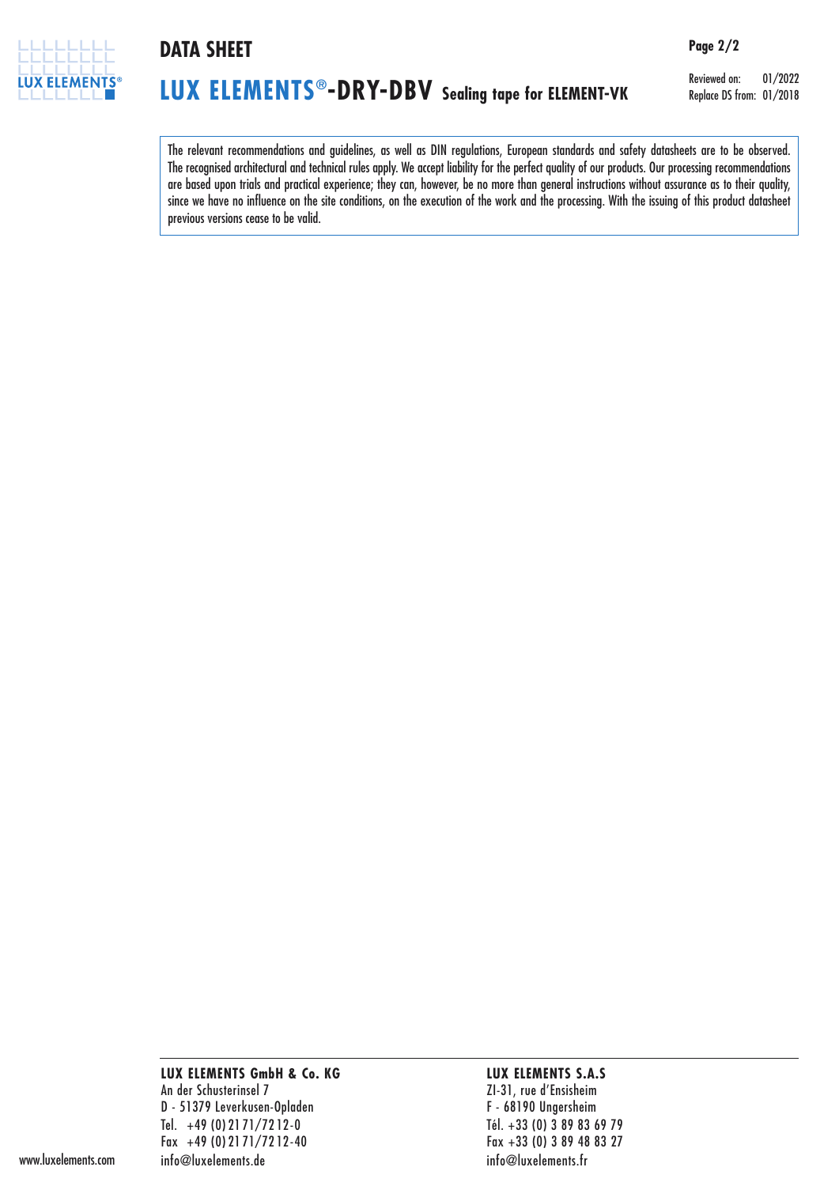The relevant recommendations and guidelines, as well as DIN regulations, European standards and safety datasheets are to be observed. The recognised architectural and technical rules apply. We accept liability for the perfect quality of our products. Our processing recommendations are based upon trials and practical experience; they can, however, be no more than general instructions without assurance as to their quality, since we have no influence on the site conditions, on the execution of the work and the processing. With the issuing of this product datasheet previous versions cease to be valid.

**LUX ELEMENTS GmbH & Co. KG**
An der Schusterinsel 7
D - 51379 Leverkusen-Opladen
Tel. +49 (0) 21 71/72 12-0
Fax +49 (0) 21 71/72 12-40
info@luxelements.de

**LUX ELEMENTS S.A.S**
ZI-31, rue d'Ensisheim
F - 68190 Ungersheim
Tél. +33 (0) 3 89 83 69 79
Fax +33 (0) 3 89 48 83 27
info@luxelements.fr

www.luxelements.com